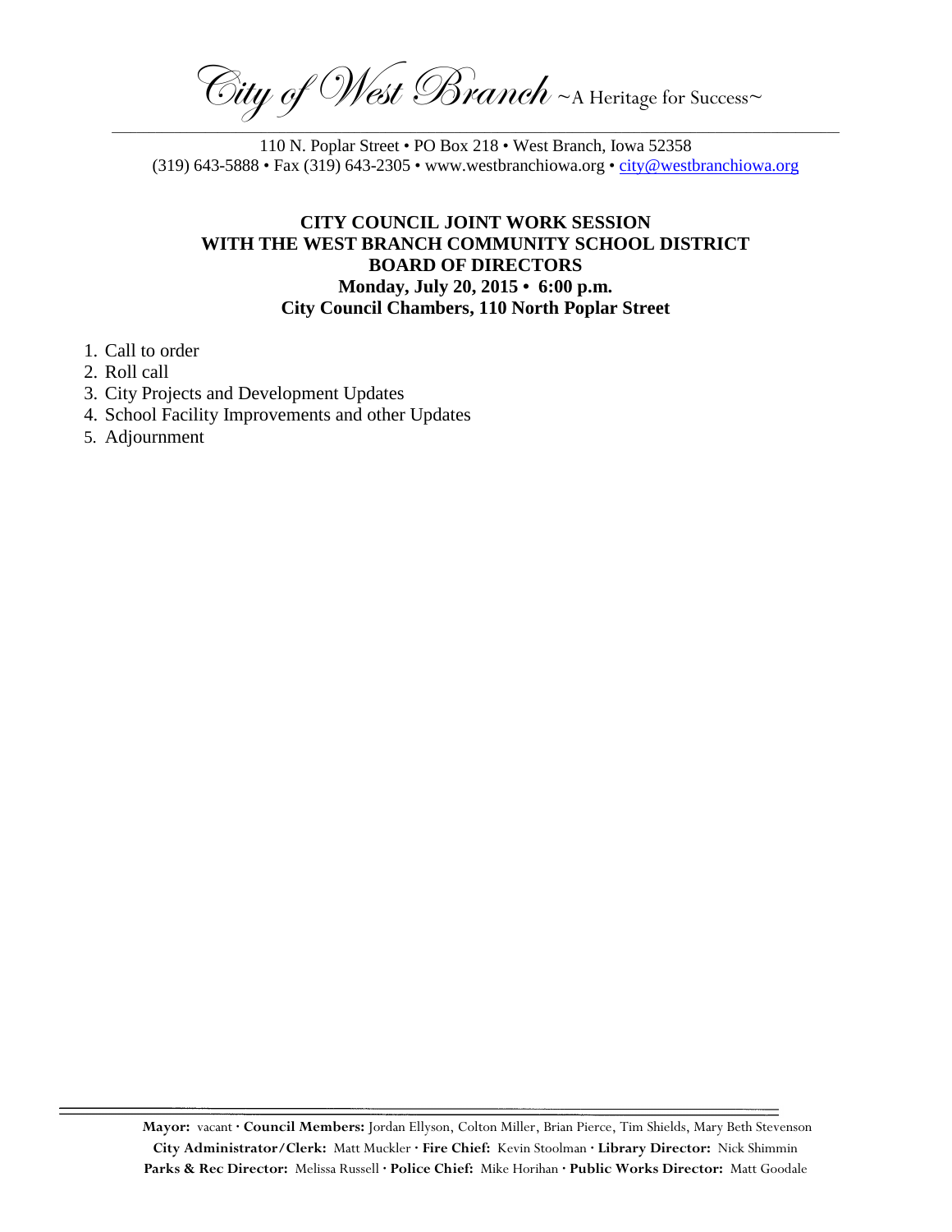*City of West Branch* ~A Heritage for Success~

110 N. Poplar Street • PO Box 218 • West Branch, Iowa 52358
(319) 643-5888 • Fax (319) 643-2305 • www.westbranchiowa.org • city@westbranchiowa.org

**CITY COUNCIL JOINT WORK SESSION**
**WITH THE WEST BRANCH COMMUNITY SCHOOL DISTRICT**
**BOARD OF DIRECTORS**
**Monday, July 20, 2015 • 6:00 p.m.**
**City Council Chambers, 110 North Poplar Street**

1. Call to order
2. Roll call
3. City Projects and Development Updates
4. School Facility Improvements and other Updates
5. Adjournment

**Mayor:** vacant · **Council Members:** Jordan Ellyson, Colton Miller, Brian Pierce, Tim Shields, Mary Beth Stevenson
**City Administrator/Clerk:** Matt Muckler · **Fire Chief:** Kevin Stoolman · **Library Director:** Nick Shimmin
**Parks & Rec Director:** Melissa Russell · **Police Chief:** Mike Horihan · **Public Works Director:** Matt Goodale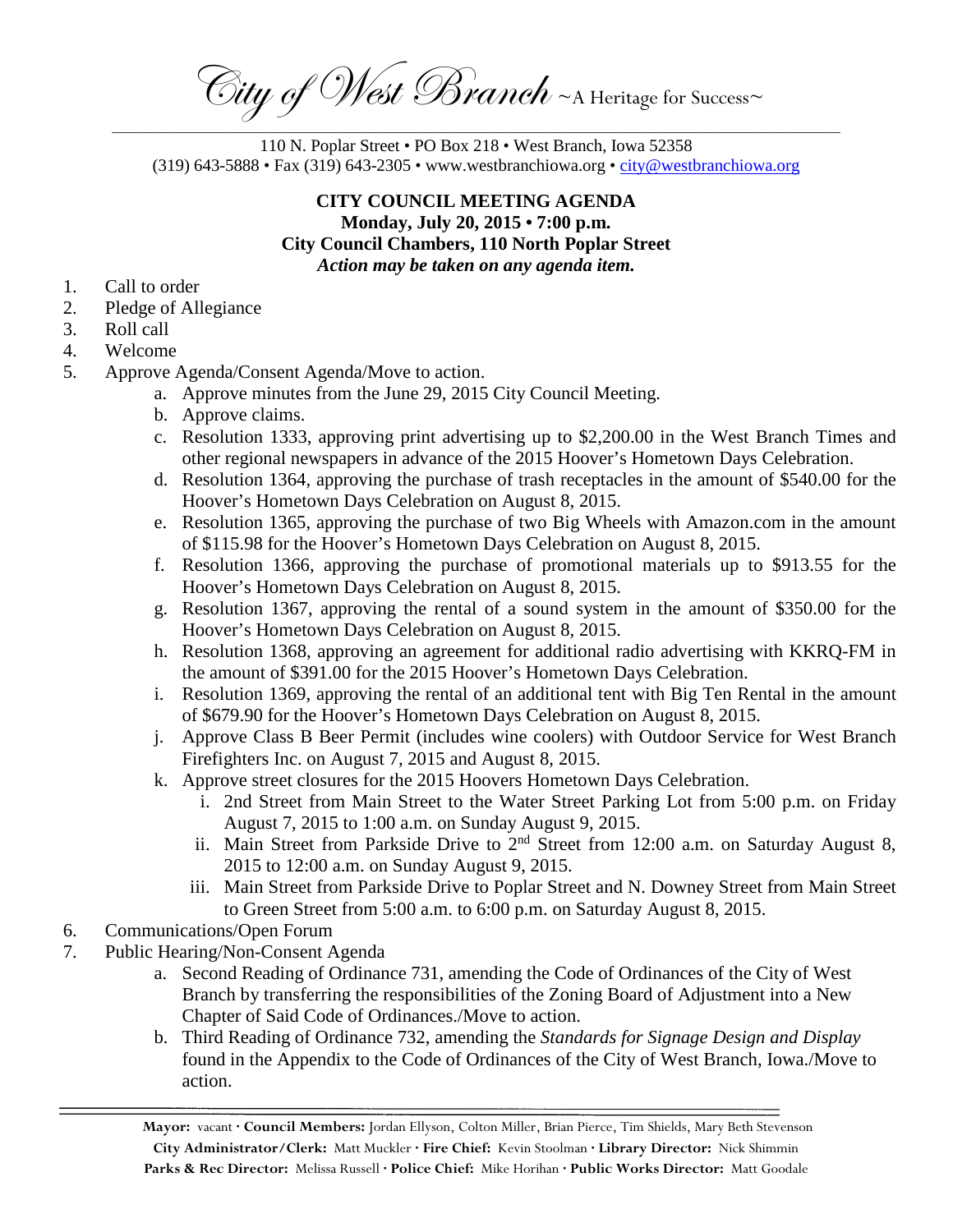*City of West Branch* ~A Heritage for Success~

110 N. Poplar Street • PO Box 218 • West Branch, Iowa 52358
(319) 643-5888 • Fax (319) 643-2305 • www.westbranchiowa.org • city@westbranchiowa.org

**CITY COUNCIL MEETING AGENDA**
**Monday, July 20, 2015 • 7:00 p.m.**
**City Council Chambers, 110 North Poplar Street**
***Action may be taken on any agenda item.***

1. Call to order
2. Pledge of Allegiance
3. Roll call
4. Welcome
5. Approve Agenda/Consent Agenda/Move to action.
    a. Approve minutes from the June 29, 2015 City Council Meeting.
    b. Approve claims.
    c. Resolution 1333, approving print advertising up to $2,200.00 in the West Branch Times and other regional newspapers in advance of the 2015 Hoover's Hometown Days Celebration.
    d. Resolution 1364, approving the purchase of trash receptacles in the amount of $540.00 for the Hoover's Hometown Days Celebration on August 8, 2015.
    e. Resolution 1365, approving the purchase of two Big Wheels with Amazon.com in the amount of $115.98 for the Hoover's Hometown Days Celebration on August 8, 2015.
    f. Resolution 1366, approving the purchase of promotional materials up to $913.55 for the Hoover's Hometown Days Celebration on August 8, 2015.
    g. Resolution 1367, approving the rental of a sound system in the amount of $350.00 for the Hoover's Hometown Days Celebration on August 8, 2015.
    h. Resolution 1368, approving an agreement for additional radio advertising with KKRQ-FM in the amount of $391.00 for the 2015 Hoover's Hometown Days Celebration.
    i. Resolution 1369, approving the rental of an additional tent with Big Ten Rental in the amount of $679.90 for the Hoover's Hometown Days Celebration on August 8, 2015.
    j. Approve Class B Beer Permit (includes wine coolers) with Outdoor Service for West Branch Firefighters Inc. on August 7, 2015 and August 8, 2015.
    k. Approve street closures for the 2015 Hoovers Hometown Days Celebration.
        i. 2nd Street from Main Street to the Water Street Parking Lot from 5:00 p.m. on Friday August 7, 2015 to 1:00 a.m. on Sunday August 9, 2015.
        ii. Main Street from Parkside Drive to 2nd Street from 12:00 a.m. on Saturday August 8, 2015 to 12:00 a.m. on Sunday August 9, 2015.
        iii. Main Street from Parkside Drive to Poplar Street and N. Downey Street from Main Street to Green Street from 5:00 a.m. to 6:00 p.m. on Saturday August 8, 2015.
6. Communications/Open Forum
7. Public Hearing/Non-Consent Agenda
    a. Second Reading of Ordinance 731, amending the Code of Ordinances of the City of West Branch by transferring the responsibilities of the Zoning Board of Adjustment into a New Chapter of Said Code of Ordinances./Move to action.
    b. Third Reading of Ordinance 732, amending the *Standards for Signage Design and Display* found in the Appendix to the Code of Ordinances of the City of West Branch, Iowa./Move to action.

**Mayor:** vacant · **Council Members:** Jordan Ellyson, Colton Miller, Brian Pierce, Tim Shields, Mary Beth Stevenson
**City Administrator/Clerk:** Matt Muckler · **Fire Chief:** Kevin Stoolman · **Library Director:** Nick Shimmin
**Parks & Rec Director:** Melissa Russell · **Police Chief:** Mike Horihan · **Public Works Director:** Matt Goodale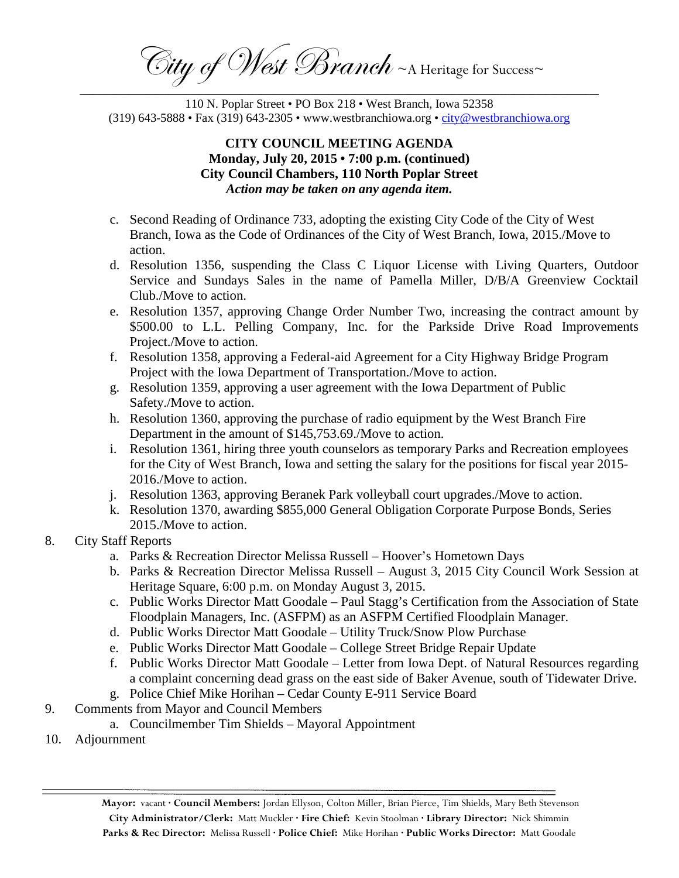City of West Branch ~A Heritage for Success~

110 N. Poplar Street • PO Box 218 • West Branch, Iowa 52358
(319) 643-5888 • Fax (319) 643-2305 • www.westbranchiowa.org • city@westbranchiowa.org

**CITY COUNCIL MEETING AGENDA**
**Monday, July 20, 2015 • 7:00 p.m. (continued)**
**City Council Chambers, 110 North Poplar Street**
***Action may be taken on any agenda item.***

c. Second Reading of Ordinance 733, adopting the existing City Code of the City of West Branch, Iowa as the Code of Ordinances of the City of West Branch, Iowa, 2015./Move to action.
d. Resolution 1356, suspending the Class C Liquor License with Living Quarters, Outdoor Service and Sundays Sales in the name of Pamella Miller, D/B/A Greenview Cocktail Club./Move to action.
e. Resolution 1357, approving Change Order Number Two, increasing the contract amount by $500.00 to L.L. Pelling Company, Inc. for the Parkside Drive Road Improvements Project./Move to action.
f. Resolution 1358, approving a Federal-aid Agreement for a City Highway Bridge Program Project with the Iowa Department of Transportation./Move to action.
g. Resolution 1359, approving a user agreement with the Iowa Department of Public Safety./Move to action.
h. Resolution 1360, approving the purchase of radio equipment by the West Branch Fire Department in the amount of $145,753.69./Move to action.
i. Resolution 1361, hiring three youth counselors as temporary Parks and Recreation employees for the City of West Branch, Iowa and setting the salary for the positions for fiscal year 2015-2016./Move to action.
j. Resolution 1363, approving Beranek Park volleyball court upgrades./Move to action.
k. Resolution 1370, awarding $855,000 General Obligation Corporate Purpose Bonds, Series 2015./Move to action.

8. City Staff Reports
   a. Parks & Recreation Director Melissa Russell – Hoover's Hometown Days
   b. Parks & Recreation Director Melissa Russell – August 3, 2015 City Council Work Session at Heritage Square, 6:00 p.m. on Monday August 3, 2015.
   c. Public Works Director Matt Goodale – Paul Stagg's Certification from the Association of State Floodplain Managers, Inc. (ASFPM) as an ASFPM Certified Floodplain Manager.
   d. Public Works Director Matt Goodale – Utility Truck/Snow Plow Purchase
   e. Public Works Director Matt Goodale – College Street Bridge Repair Update
   f. Public Works Director Matt Goodale – Letter from Iowa Dept. of Natural Resources regarding a complaint concerning dead grass on the east side of Baker Avenue, south of Tidewater Drive.
   g. Police Chief Mike Horihan – Cedar County E-911 Service Board
9. Comments from Mayor and Council Members
   a. Councilmember Tim Shields – Mayoral Appointment
10. Adjournment

**Mayor:** vacant · **Council Members:** Jordan Ellyson, Colton Miller, Brian Pierce, Tim Shields, Mary Beth Stevenson
**City Administrator/Clerk:** Matt Muckler · **Fire Chief:** Kevin Stoolman · **Library Director:** Nick Shimmin
**Parks & Rec Director:** Melissa Russell · **Police Chief:** Mike Horihan · **Public Works Director:** Matt Goodale